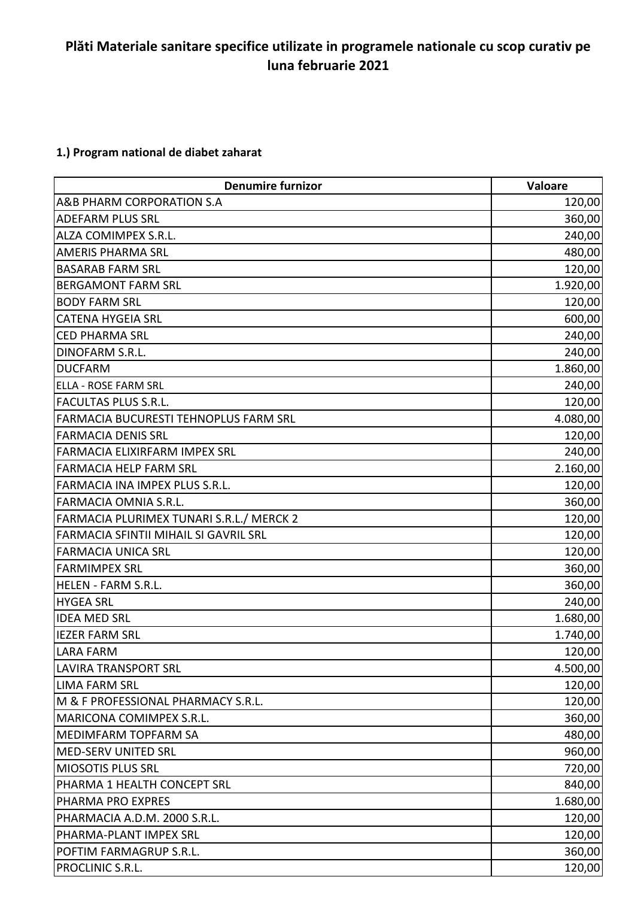# Plăti Materiale sanitare specifice utilizate in programele nationale cu scop curativ pe luna februarie 2021

## 1.) Program national de diabet zaharat

| Denumire furnizor | Valoare |
|---|---|
| A&B PHARM CORPORATION S.A | 120,00 |
| ADEFARM PLUS SRL | 360,00 |
| ALZA COMIMPEX S.R.L. | 240,00 |
| AMERIS PHARMA SRL | 480,00 |
| BASARAB FARM SRL | 120,00 |
| BERGAMONT FARM SRL | 1.920,00 |
| BODY FARM SRL | 120,00 |
| CATENA HYGEIA SRL | 600,00 |
| CED PHARMA SRL | 240,00 |
| DINOFARM S.R.L. | 240,00 |
| DUCFARM | 1.860,00 |
| ELLA - ROSE FARM SRL | 240,00 |
| FACULTAS PLUS S.R.L. | 120,00 |
| FARMACIA BUCURESTI TEHNOPLUS FARM SRL | 4.080,00 |
| FARMACIA DENIS SRL | 120,00 |
| FARMACIA ELIXIRFARM IMPEX SRL | 240,00 |
| FARMACIA HELP FARM SRL | 2.160,00 |
| FARMACIA INA IMPEX PLUS S.R.L. | 120,00 |
| FARMACIA OMNIA S.R.L. | 360,00 |
| FARMACIA PLURIMEX TUNARI S.R.L./ MERCK 2 | 120,00 |
| FARMACIA SFINTII MIHAIL SI GAVRIL SRL | 120,00 |
| FARMACIA UNICA SRL | 120,00 |
| FARMIMPEX SRL | 360,00 |
| HELEN - FARM S.R.L. | 360,00 |
| HYGEA SRL | 240,00 |
| IDEA MED SRL | 1.680,00 |
| IEZER FARM SRL | 1.740,00 |
| LARA FARM | 120,00 |
| LAVIRA TRANSPORT SRL | 4.500,00 |
| LIMA FARM SRL | 120,00 |
| M & F PROFESSIONAL PHARMACY S.R.L. | 120,00 |
| MARICONA COMIMPEX S.R.L. | 360,00 |
| MEDIMFARM TOPFARM SA | 480,00 |
| MED-SERV UNITED SRL | 960,00 |
| MIOSOTIS PLUS SRL | 720,00 |
| PHARMA 1 HEALTH CONCEPT SRL | 840,00 |
| PHARMA PRO EXPRES | 1.680,00 |
| PHARMACIA A.D.M. 2000 S.R.L. | 120,00 |
| PHARMA-PLANT IMPEX SRL | 120,00 |
| POFTIM FARMAGRUP S.R.L. | 360,00 |
| PROCLINIC S.R.L. | 120,00 |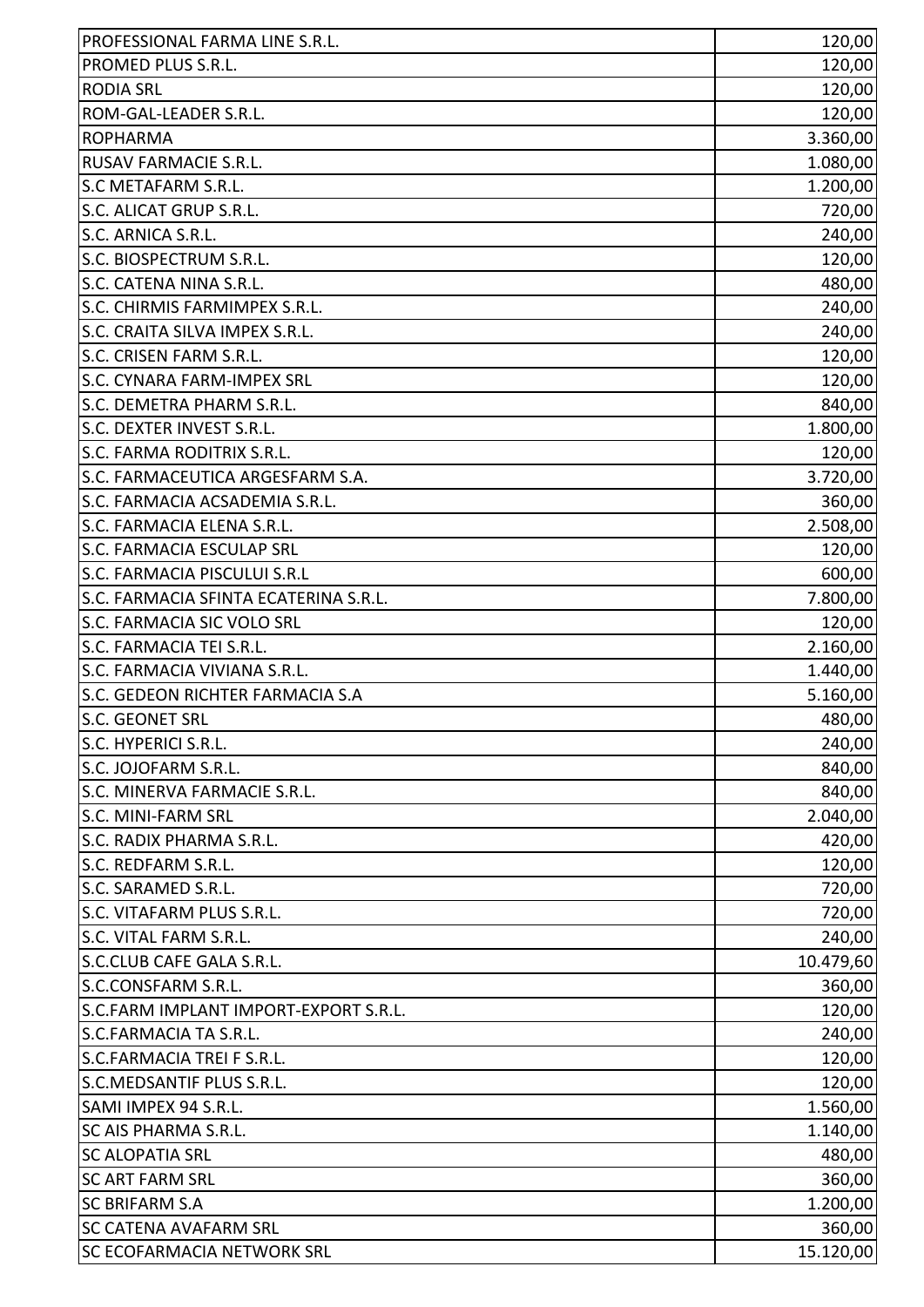| | |
|---|---|
| PROFESSIONAL FARMA LINE S.R.L. | 120,00 |
| PROMED PLUS S.R.L. | 120,00 |
| RODIA SRL | 120,00 |
| ROM-GAL-LEADER S.R.L. | 120,00 |
| ROPHARMA | 3.360,00 |
| RUSAV FARMACIE S.R.L. | 1.080,00 |
| S.C METAFARM S.R.L. | 1.200,00 |
| S.C. ALICAT GRUP S.R.L. | 720,00 |
| S.C. ARNICA S.R.L. | 240,00 |
| S.C. BIOSPECTRUM S.R.L. | 120,00 |
| S.C. CATENA NINA S.R.L. | 480,00 |
| S.C. CHIRMIS FARMIMPEX S.R.L. | 240,00 |
| S.C. CRAITA SILVA IMPEX S.R.L. | 240,00 |
| S.C. CRISEN FARM S.R.L. | 120,00 |
| S.C. CYNARA FARM-IMPEX SRL | 120,00 |
| S.C. DEMETRA PHARM S.R.L. | 840,00 |
| S.C. DEXTER INVEST S.R.L. | 1.800,00 |
| S.C. FARMA RODITRIX S.R.L. | 120,00 |
| S.C. FARMACEUTICA ARGESFARM S.A. | 3.720,00 |
| S.C. FARMACIA ACSADEMIA S.R.L. | 360,00 |
| S.C. FARMACIA ELENA S.R.L. | 2.508,00 |
| S.C. FARMACIA ESCULAP SRL | 120,00 |
| S.C. FARMACIA PISCULUI S.R.L | 600,00 |
| S.C. FARMACIA SFINTA ECATERINA S.R.L. | 7.800,00 |
| S.C. FARMACIA SIC VOLO SRL | 120,00 |
| S.C. FARMACIA TEI S.R.L. | 2.160,00 |
| S.C. FARMACIA VIVIANA S.R.L. | 1.440,00 |
| S.C. GEDEON RICHTER FARMACIA S.A | 5.160,00 |
| S.C. GEONET SRL | 480,00 |
| S.C. HYPERICI S.R.L. | 240,00 |
| S.C. JOJOFARM S.R.L. | 840,00 |
| S.C. MINERVA FARMACIE S.R.L. | 840,00 |
| S.C. MINI-FARM SRL | 2.040,00 |
| S.C. RADIX PHARMA S.R.L. | 420,00 |
| S.C. REDFARM S.R.L. | 120,00 |
| S.C. SARAMED S.R.L. | 720,00 |
| S.C. VITAFARM PLUS S.R.L. | 720,00 |
| S.C. VITAL FARM S.R.L. | 240,00 |
| S.C.CLUB CAFE GALA S.R.L. | 10.479,60 |
| S.C.CONSFARM S.R.L. | 360,00 |
| S.C.FARM IMPLANT IMPORT-EXPORT S.R.L. | 120,00 |
| S.C.FARMACIA TA S.R.L. | 240,00 |
| S.C.FARMACIA TREI F S.R.L. | 120,00 |
| S.C.MEDSANTIF PLUS S.R.L. | 120,00 |
| SAMI IMPEX 94 S.R.L. | 1.560,00 |
| SC AIS PHARMA S.R.L. | 1.140,00 |
| SC ALOPATIA SRL | 480,00 |
| SC ART FARM SRL | 360,00 |
| SC BRIFARM S.A | 1.200,00 |
| SC CATENA AVAFARM SRL | 360,00 |
| SC ECOFARMACIA NETWORK SRL | 15.120,00 |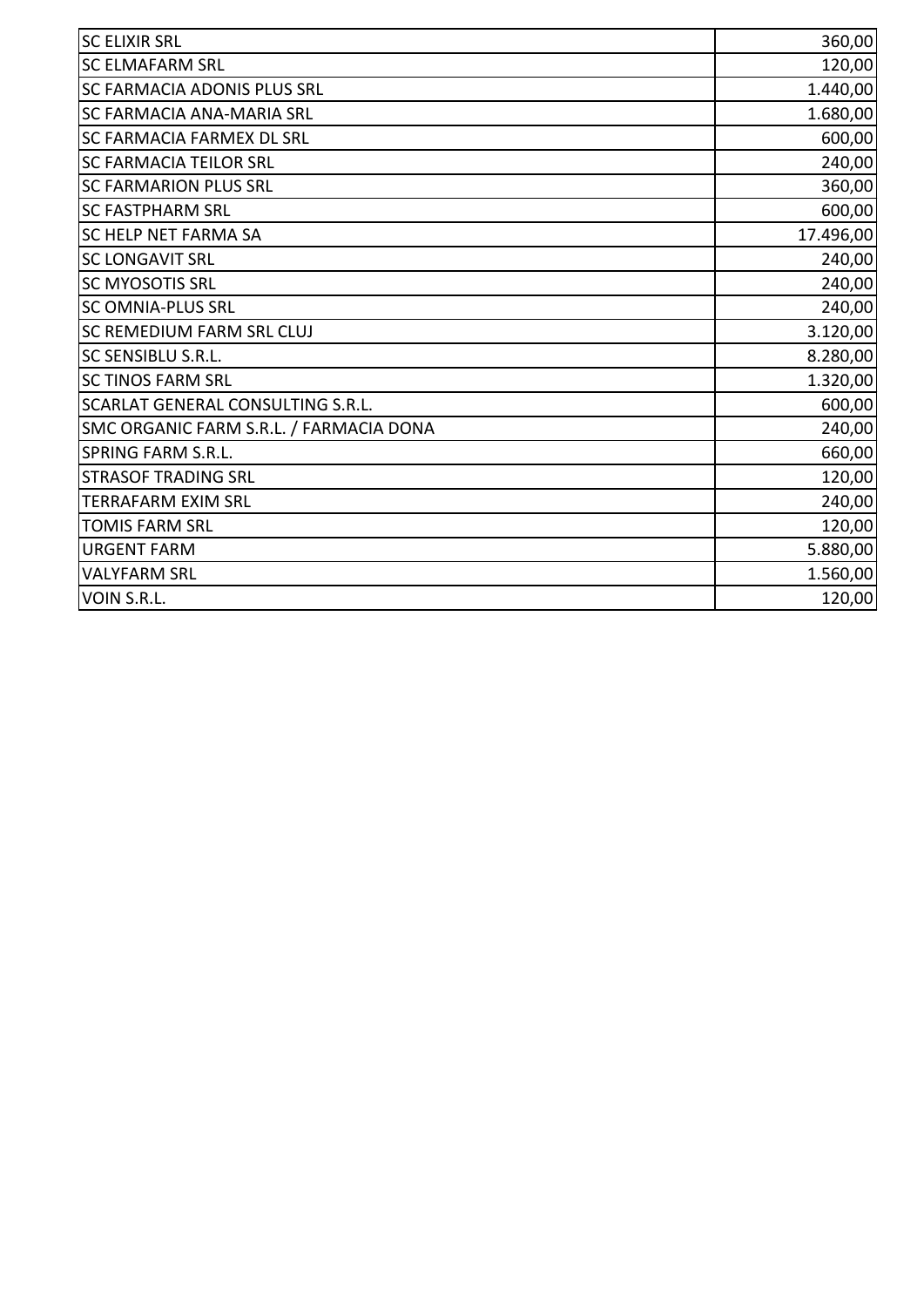| | |
|---|---|
| SC ELIXIR SRL | 360,00 |
| SC ELMAFARM SRL | 120,00 |
| SC FARMACIA ADONIS PLUS SRL | 1.440,00 |
| SC FARMACIA ANA-MARIA SRL | 1.680,00 |
| SC FARMACIA FARMEX DL SRL | 600,00 |
| SC FARMACIA TEILOR SRL | 240,00 |
| SC FARMARION PLUS SRL | 360,00 |
| SC FASTPHARM SRL | 600,00 |
| SC HELP NET FARMA SA | 17.496,00 |
| SC LONGAVIT SRL | 240,00 |
| SC MYOSOTIS SRL | 240,00 |
| SC OMNIA-PLUS SRL | 240,00 |
| SC REMEDIUM FARM SRL CLUJ | 3.120,00 |
| SC SENSIBLU S.R.L. | 8.280,00 |
| SC TINOS FARM SRL | 1.320,00 |
| SCARLAT GENERAL CONSULTING S.R.L. | 600,00 |
| SMC ORGANIC FARM S.R.L. / FARMACIA DONA | 240,00 |
| SPRING FARM S.R.L. | 660,00 |
| STRASOF TRADING SRL | 120,00 |
| TERRAFARM EXIM SRL | 240,00 |
| TOMIS FARM SRL | 120,00 |
| URGENT FARM | 5.880,00 |
| VALYFARM SRL | 1.560,00 |
| VOIN S.R.L. | 120,00 |